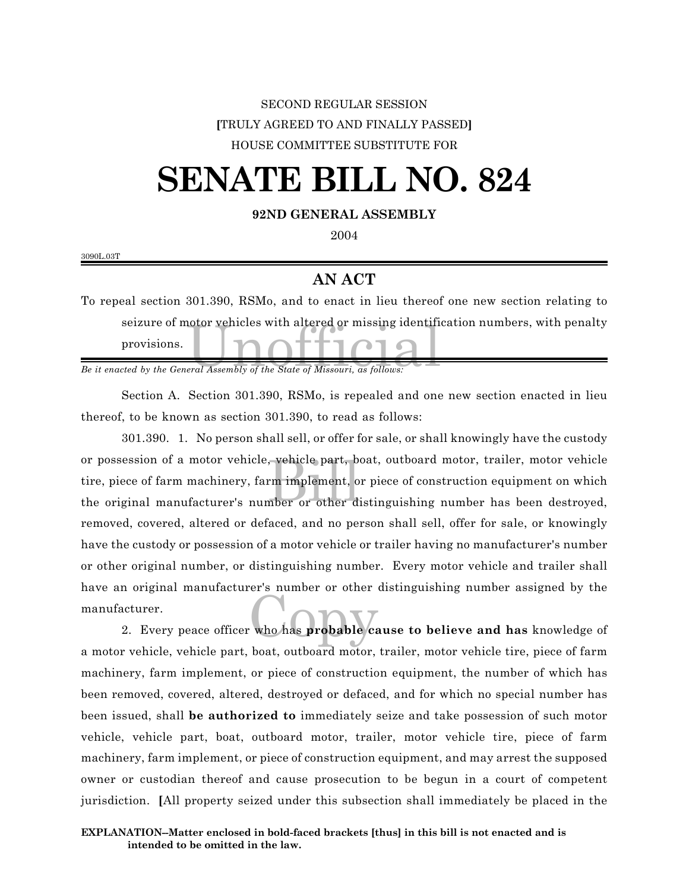SECOND REGULAR SESSION

**[**TRULY AGREED TO AND FINALLY PASSED**]**

HOUSE COMMITTEE SUBSTITUTE FOR

# SENATE BILL NO. 824

**92ND GENERAL ASSEMBLY**

2004

3090L.03T

## AN ACT

To repeal section 301.390, RSMo, and to enact in lieu thereof one new section relating to seizure of motor vehicles with altered or missing identification numbers, with penalty provisions.

*Be it enacted by the General Assembly of the State of Missouri, as follows:*

Section A. Section 301.390, RSMo, is repealed and one new section enacted in lieu thereof, to be known as section 301.390, to read as follows:

301.390. 1. No person shall sell, or offer for sale, or shall knowingly have the custody or possession of a motor vehicle, vehicle part, boat, outboard motor, trailer, motor vehicle tire, piece of farm machinery, farm implement, or piece of construction equipment on which the original manufacturer's number or other distinguishing number has been destroyed, removed, covered, altered or defaced, and no person shall sell, offer for sale, or knowingly have the custody or possession of a motor vehicle or trailer having no manufacturer's number or other original number, or distinguishing number. Every motor vehicle and trailer shall have an original manufacturer's number or other distinguishing number assigned by the manufacturer.

2. Every peace officer who has **probable cause to believe and has** knowledge of a motor vehicle, vehicle part, boat, outboard motor, trailer, motor vehicle tire, piece of farm machinery, farm implement, or piece of construction equipment, the number of which has been removed, covered, altered, destroyed or defaced, and for which no special number has been issued, shall **be authorized to** immediately seize and take possession of such motor vehicle, vehicle part, boat, outboard motor, trailer, motor vehicle tire, piece of farm machinery, farm implement, or piece of construction equipment, and may arrest the supposed owner or custodian thereof and cause prosecution to be begun in a court of competent jurisdiction. **[**All property seized under this subsection shall immediately be placed in the

**EXPLANATION--Matter enclosed in bold-faced brackets [thus] in this bill is not enacted and is intended to be omitted in the law.**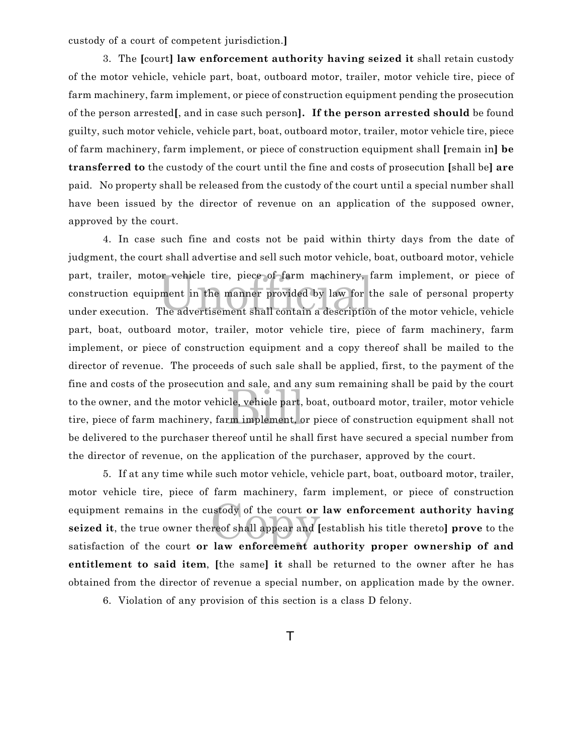custody of a court of competent jurisdiction.**]**

3. The **[**court**] law enforcement authority having seized it** shall retain custody of the motor vehicle, vehicle part, boat, outboard motor, trailer, motor vehicle tire, piece of farm machinery, farm implement, or piece of construction equipment pending the prosecution of the person arrested**[**, and in case such person**]. If the person arrested should** be found guilty, such motor vehicle, vehicle part, boat, outboard motor, trailer, motor vehicle tire, piece of farm machinery, farm implement, or piece of construction equipment shall **[**remain in**] be transferred to** the custody of the court until the fine and costs of prosecution **[**shall be**] are** paid. No property shall be released from the custody of the court until a special number shall have been issued by the director of revenue on an application of the supposed owner, approved by the court.

4. In case such fine and costs not be paid within thirty days from the date of judgment, the court shall advertise and sell such motor vehicle, boat, outboard motor, vehicle part, trailer, motor vehicle tire, piece of farm machinery, farm implement, or piece of construction equipment in the manner provided by law for the sale of personal property under execution. The advertisement shall contain a description of the motor vehicle, vehicle part, boat, outboard motor, trailer, motor vehicle tire, piece of farm machinery, farm implement, or piece of construction equipment and a copy thereof shall be mailed to the director of revenue. The proceeds of such sale shall be applied, first, to the payment of the fine and costs of the prosecution and sale, and any sum remaining shall be paid by the court to the owner, and the motor vehicle, vehicle part, boat, outboard motor, trailer, motor vehicle tire, piece of farm machinery, farm implement, or piece of construction equipment shall not be delivered to the purchaser thereof until he shall first have secured a special number from the director of revenue, on the application of the purchaser, approved by the court.

5. If at any time while such motor vehicle, vehicle part, boat, outboard motor, trailer, motor vehicle tire, piece of farm machinery, farm implement, or piece of construction equipment remains in the custody of the court **or law enforcement authority having seized it**, the true owner thereof shall appear and **[**establish his title thereto**] prove** to the satisfaction of the court **or law enforcement authority proper ownership of and entitlement to said item**, **[**the same**] it** shall be returned to the owner after he has obtained from the director of revenue a special number, on application made by the owner.

6. Violation of any provision of this section is a class D felony.

T